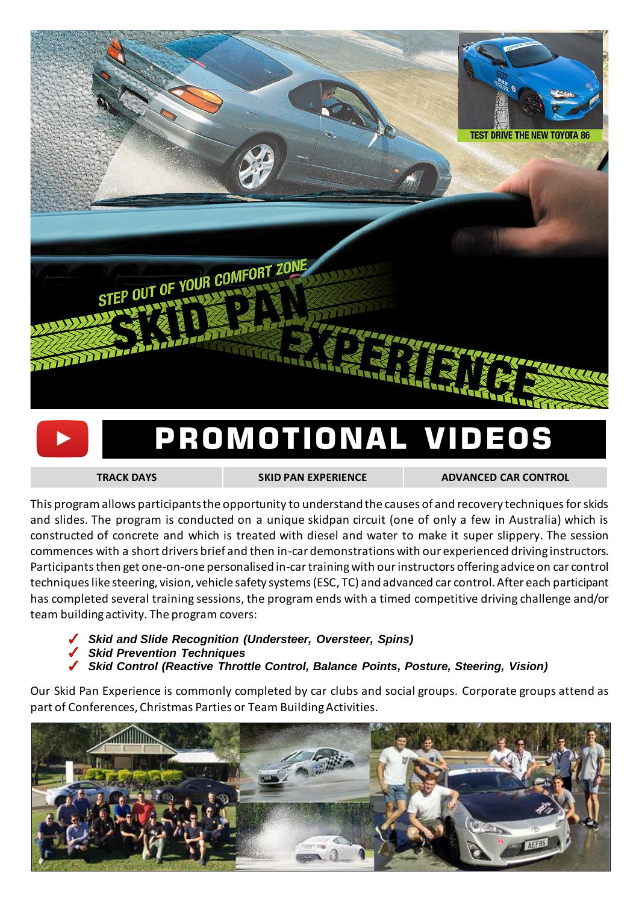STEP OUT OF YOUR COMFORT ZONE

# SKID PAN EXPERIENCE

TEST DRIVE THE NEW TOYOTA 86

## PROMOTIONAL VIDEOS

| TRACK DAYS | SKID PAN EXPERIENCE | ADVANCED CAR CONTROL |
| --- | --- | --- |

This program allows participants the opportunity to understand the causes of and recovery techniques for skids and slides. The program is conducted on a unique skidpan circuit (one of only a few in Australia) which is constructed of concrete and which is treated with diesel and water to make it super slippery. The session commences with a short drivers brief and then in-car demonstrations with our experienced driving instructors. Participants then get one-on-one personalised in-car training with our instructors offering advice on car control techniques like steering, vision, vehicle safety systems (ESC, TC) and advanced car control. After each participant has completed several training sessions, the program ends with a timed competitive driving challenge and/or team building activity. The program covers:

- ✓ ***Skid and Slide Recognition (Understeer, Oversteer, Spins)***
- ✓ ***Skid Prevention Techniques***
- ✓ ***Skid Control (Reactive Throttle Control, Balance Points, Posture, Steering, Vision)***

Our Skid Pan Experience is commonly completed by car clubs and social groups. Corporate groups attend as part of Conferences, Christmas Parties or Team Building Activities.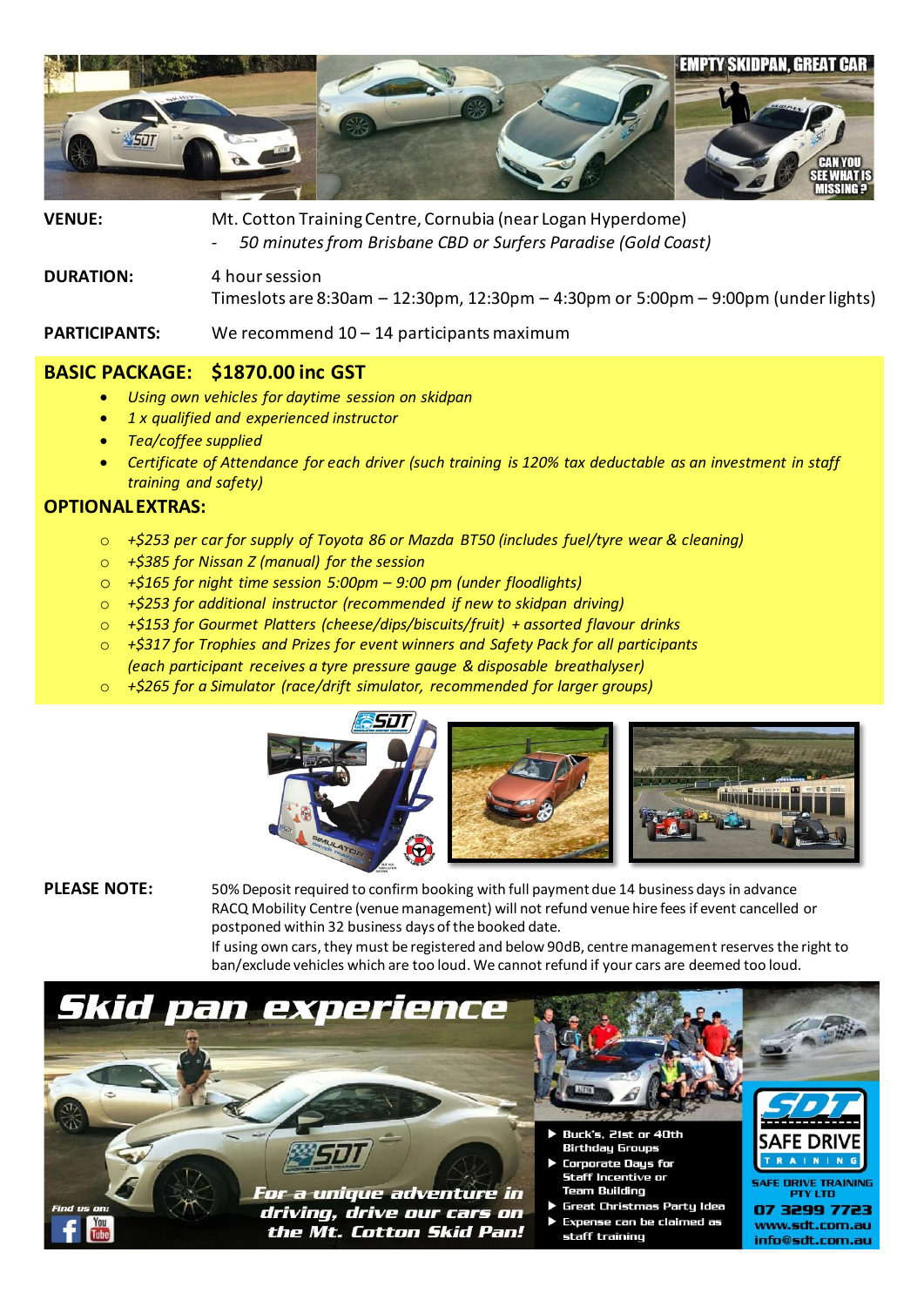**VENUE:** Mt. Cotton Training Centre, Cornubia (near Logan Hyperdome)

- *50 minutes from Brisbane CBD or Surfers Paradise (Gold Coast)*

**DURATION:** 4 hour session

Timeslots are 8:30am – 12:30pm, 12:30pm – 4:30pm or 5:00pm – 9:00pm (under lights)

**PARTICIPANTS:** We recommend 10 – 14 participants maximum

## BASIC PACKAGE: $1870.00 inc GST

- *Using own vehicles for daytime session on skidpan*
- *1 x qualified and experienced instructor*
- *Tea/coffee supplied*
- *Certificate of Attendance for each driver (such training is 120% tax deductable as an investment in staff training and safety)*

## OPTIONAL EXTRAS:

- *+$253 per car for supply of Toyota 86 or Mazda BT50 (includes fuel/tyre wear & cleaning)*
- *+$385 for Nissan Z (manual) for the session*
- *+$165 for night time session 5:00pm – 9:00 pm (under floodlights)*
- *+$253 for additional instructor (recommended if new to skidpan driving)*
- *+$153 for Gourmet Platters (cheese/dips/biscuits/fruit) + assorted flavour drinks*
- *+$317 for Trophies and Prizes for event winners and Safety Pack for all participants (each participant receives a tyre pressure gauge & disposable breathalyser)*
- *+$265 for a Simulator (race/drift simulator, recommended for larger groups)*

**PLEASE NOTE:** 50% Deposit required to confirm booking with full payment due 14 business days in advance

RACQ Mobility Centre (venue management) will not refund venue hire fees if event cancelled or postponed within 32 business days of the booked date.

If using own cars, they must be registered and below 90dB, centre management reserves the right to ban/exclude vehicles which are too loud. We cannot refund if your cars are deemed too loud.

# Skid pan experience

*For a unique adventure in driving, drive our cars on the Mt. Cotton Skid Pan!*

- Buck's, 21st or 40th Birthday Groups
- Corporate Days for Staff Incentive or Team Building
- Great Christmas Party Idea
- Expense can be claimed as staff training

SAFE DRIVE TRAINING PTY LTD

07 3299 7723

www.sdt.com.au

info@sdt.com.au